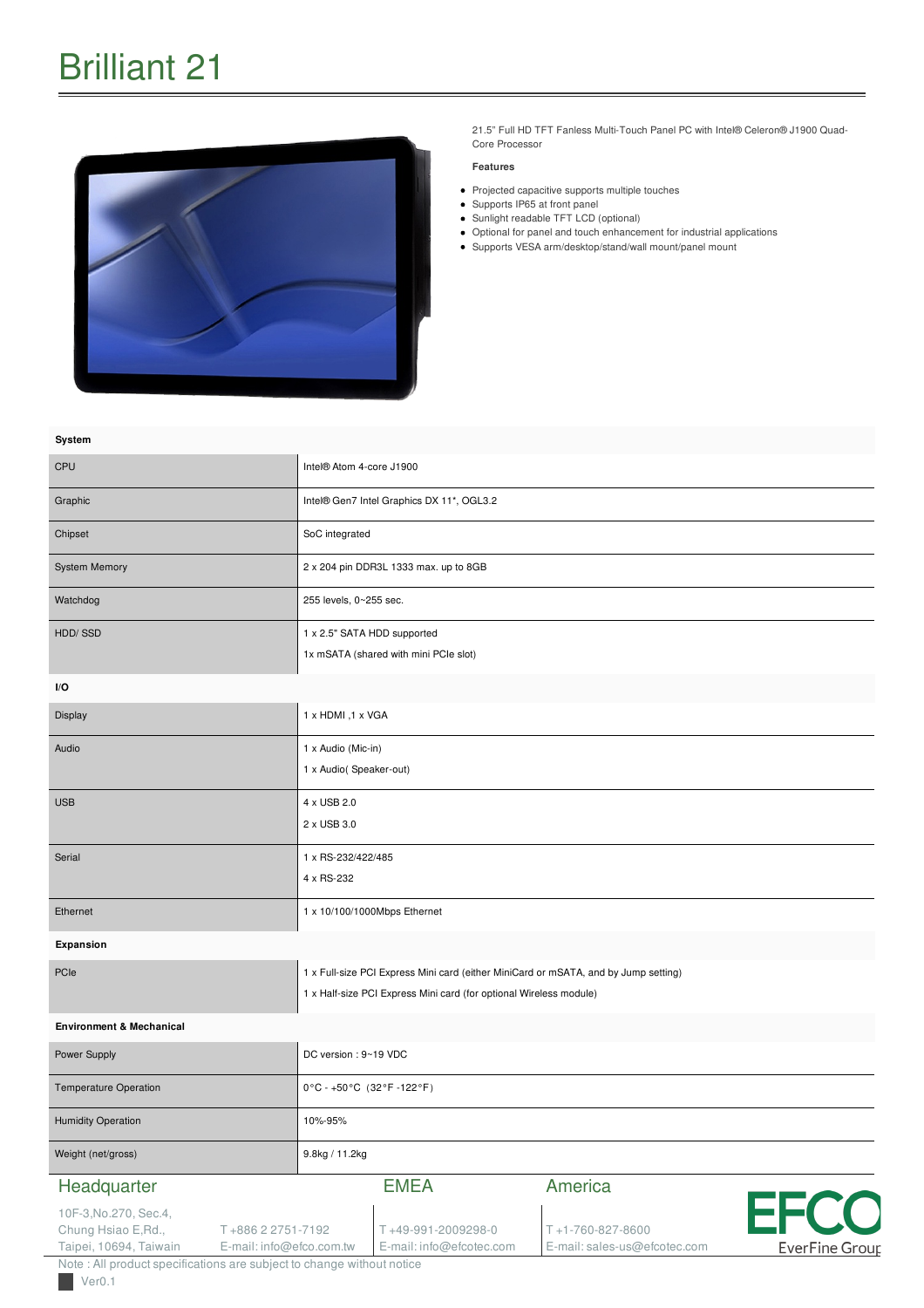# Brilliant 21

21.5" Full HD TFT Fanless Multi-Touch Panel PC with Intel® Celeron® J1900 Quad-Core Processor

**Features**

- Projected capacitive supports multiple touches
- Supports IP65 at front panel
- Sunlight readable TFT LCD (optional)
- Optional for panel and touch enhancement for industrial applications
- Supports VESA arm/desktop/stand/wall mount/panel mount

| **System** | |
|---|---|
| CPU | Intel® Atom 4-core J1900 |
| Graphic | Intel® Gen7 Intel Graphics DX 11*, OGL3.2 |
| Chipset | SoC integrated |
| System Memory | 2 x 204 pin DDR3L 1333 max. up to 8GB |
| Watchdog | 255 levels, 0~255 sec. |
| HDD/ SSD | 1 x 2.5" SATA HDD supported<br>1x mSATA (shared with mini PCIe slot) |
| **I/O** | |
| Display | 1 x HDMI ,1 x VGA |
| Audio | 1 x Audio (Mic-in)<br>1 x Audio( Speaker-out) |
| USB | 4 x USB 2.0<br>2 x USB 3.0 |
| Serial | 1 x RS-232/422/485<br>4 x RS-232 |
| Ethernet | 1 x 10/100/1000Mbps Ethernet |
| **Expansion** | |
| PCIe | 1 x Full-size PCI Express Mini card (either MiniCard or mSATA, and by Jump setting)<br>1 x Half-size PCI Express Mini card (for optional Wireless module) |
| **Environment & Mechanical** | |
| Power Supply | DC version : 9~19 VDC |
| Temperature Operation | 0°C - +50°C (32°F -122°F) |
| Humidity Operation | 10%-95% |
| Weight (net/gross) | 9.8kg / 11.2kg |

**Headquarter**
10F-3,No.270, Sec.4, Chung Hsiao E,Rd., Taipei, 10694, Taiwan
T +886 2 2751-7192
E-mail: info@efco.com.tw

**EMEA**
T +49-991-2009298-0
E-mail: info@efcotec.com

**America**
T +1-760-827-8600
E-mail: sales-us@efcotec.com

EFCO EverFine Group

Note : All product specifications are subject to change without notice

Ver0.1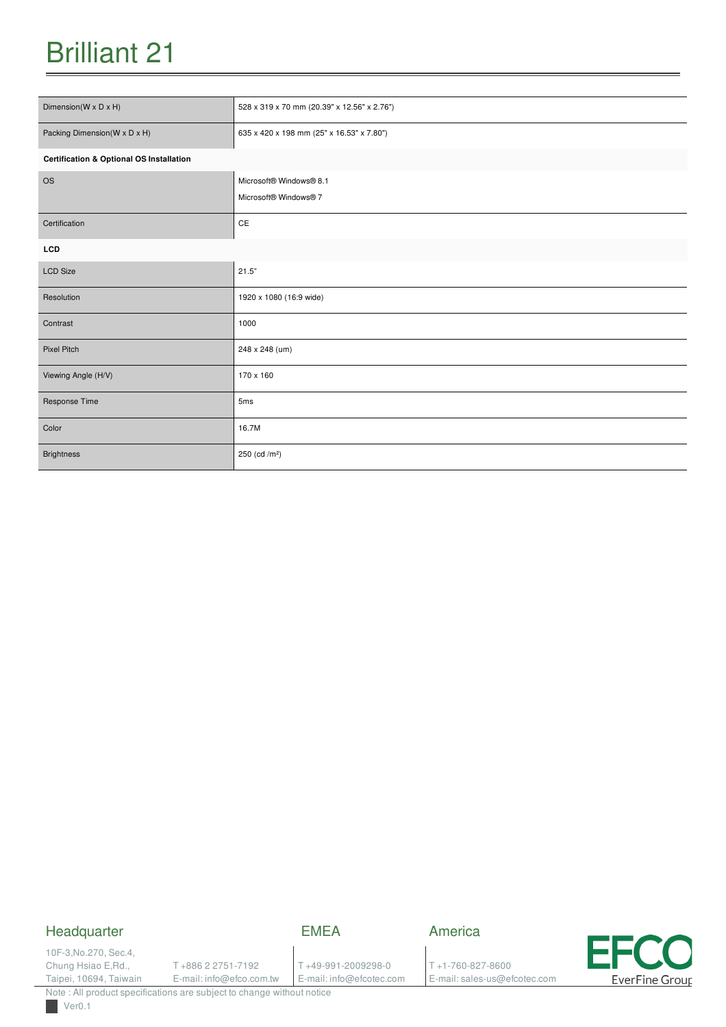# Brilliant 21

| | |
|---|---|
| Dimension(W x D x H) | 528 x 319 x 70 mm (20.39" x 12.56" x 2.76") |
| Packing Dimension(W x D x H) | 635 x 420 x 198 mm (25" x 16.53" x 7.80") |
| **Certification & Optional OS Installation** | |
| OS | Microsoft® Windows® 8.1<br>Microsoft® Windows® 7 |
| Certification | CE |
| **LCD** | |
| LCD Size | 21.5" |
| Resolution | 1920 x 1080 (16:9 wide) |
| Contrast | 1000 |
| Pixel Pitch | 248 x 248 (um) |
| Viewing Angle (H/V) | 170 x 160 |
| Response Time | 5ms |
| Color | 16.7M |
| Brightness | 250 (cd /m²) |

## Headquarter

10F-3,No.270, Sec.4,
Chung Hsiao E,Rd.,
Taipei, 10694, Taiwain

T +886 2 2751-7192
E-mail: info@efco.com.tw

## EMEA

T +49-991-2009298-0
E-mail: info@efcotec.com

## America

T +1-760-827-8600
E-mail: sales-us@efcotec.com

EFCO
EverFine Group

Note : All product specifications are subject to change without notice

Ver0.1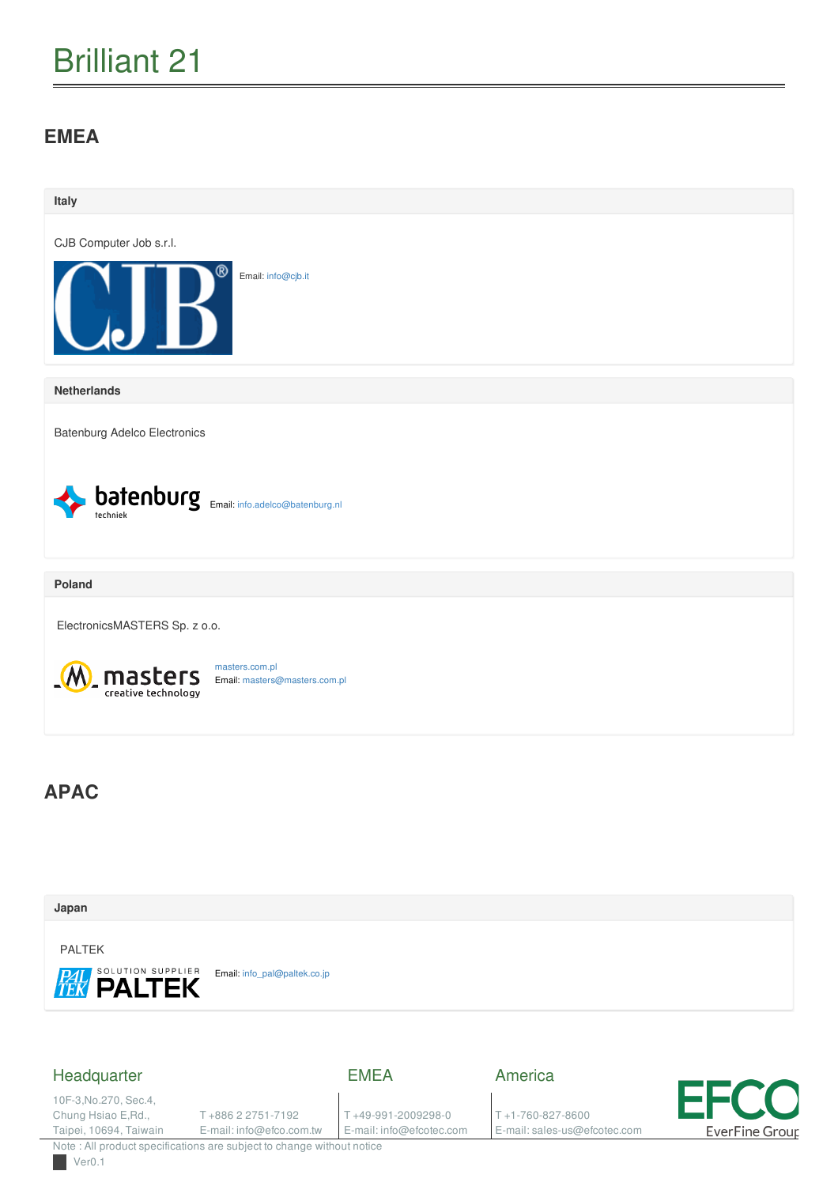# Brilliant 21

## EMEA

### Italy

CJB Computer Job s.r.l.

Email: info@cjb.it

### Netherlands

Batenburg Adelco Electronics

Email: info.adelco@batenburg.nl

### Poland

ElectronicsMASTERS Sp. z o.o.

masters.com.pl
Email: masters@masters.com.pl

## APAC

### Japan

PALTEK

Email: info_pal@paltek.co.jp

**Headquarter**

10F-3,No.270, Sec.4,
Chung Hsiao E,Rd.,
Taipei, 10694, Taiwan

T +886 2 2751-7192
E-mail: info@efco.com.tw

**EMEA**

T +49-991-2009298-0
E-mail: info@efcotec.com

**America**

T +1-760-827-8600
E-mail: sales-us@efcotec.com

Note : All product specifications are subject to change without notice

Ver0.1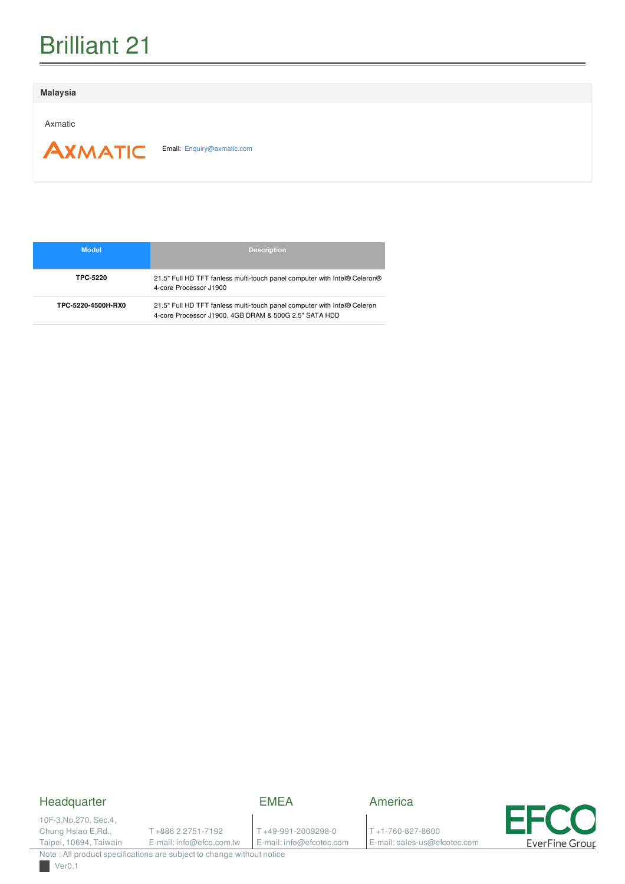# Brilliant 21

**Malaysia**

Axmatic

AXMATIC

Email: Enquiry@axmatic.com

| Model | Description |
|---|---|
| **TPC-5220** | 21.5" Full HD TFT fanless multi-touch panel computer with Intel® Celeron® 4-core Processor J1900 |
| **TPC-5220-4500H-RX0** | 21.5" Full HD TFT fanless multi-touch panel computer with Intel® Celeron 4-core Processor J1900, 4GB DRAM & 500G 2.5" SATA HDD |

## Headquarter

10F-3,No.270, Sec.4,
Chung Hsiao E,Rd.,
Taipei, 10694, Taiwain

T +886 2 2751-7192
E-mail: info@efco.com.tw

## EMEA

T +49-991-2009298-0
E-mail: info@efcotec.com

## America

T +1-760-827-8600
E-mail: sales-us@efcotec.com

EFCO EverFine Group

Note : All product specifications are subject to change without notice

Ver0.1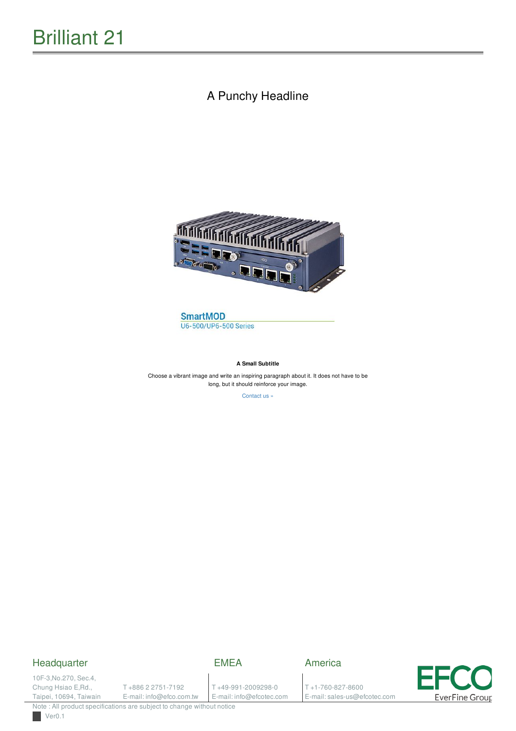# Brilliant 21

## A Punchy Headline

SmartMOD
U6-500/UP6-500 Series

**A Small Subtitle**

Choose a vibrant image and write an inspiring paragraph about it. It does not have to be long, but it should reinforce your image.

Contact us »

### Headquarter

10F-3,No.270, Sec.4,
Chung Hsiao E,Rd.,
Taipei, 10694, Taiwan

T +886 2 2751-7192
E-mail: info@efco.com.tw

### EMEA

T +49-991-2009298-0
E-mail: info@efcotec.com

### America

T +1-760-827-8600
E-mail: sales-us@efcotec.com

EFCO
EverFine Group

Note : All product specifications are subject to change without notice

Ver0.1